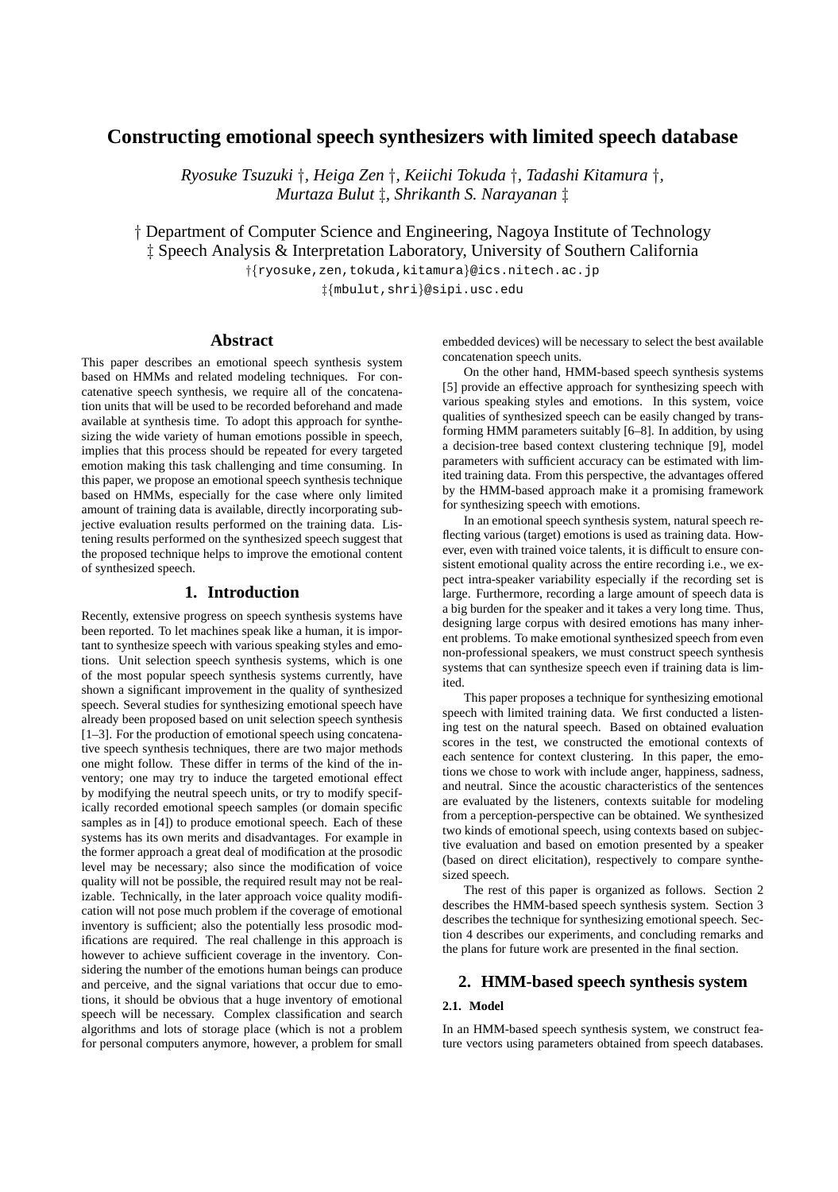# Constructing emotional speech synthesizers with limited speech database

*Ryosuke Tsuzuki †, Heiga Zen †, Keiichi Tokuda †, Tadashi Kitamura †,*
*Murtaza Bulut ‡, Shrikanth S. Narayanan ‡*

† Department of Computer Science and Engineering, Nagoya Institute of Technology
‡ Speech Analysis & Interpretation Laboratory, University of Southern California
†{ryosuke,zen,tokuda,kitamura}@ics.nitech.ac.jp
‡{mbulut,shri}@sipi.usc.edu

## Abstract

This paper describes an emotional speech synthesis system based on HMMs and related modeling techniques. For concatenative speech synthesis, we require all of the concatenation units that will be used to be recorded beforehand and made available at synthesis time. To adopt this approach for synthesizing the wide variety of human emotions possible in speech, implies that this process should be repeated for every targeted emotion making this task challenging and time consuming. In this paper, we propose an emotional speech synthesis technique based on HMMs, especially for the case where only limited amount of training data is available, directly incorporating subjective evaluation results performed on the training data. Listening results performed on the synthesized speech suggest that the proposed technique helps to improve the emotional content of synthesized speech.

## 1. Introduction

Recently, extensive progress on speech synthesis systems have been reported. To let machines speak like a human, it is important to synthesize speech with various speaking styles and emotions. Unit selection speech synthesis systems, which is one of the most popular speech synthesis systems currently, have shown a significant improvement in the quality of synthesized speech. Several studies for synthesizing emotional speech have already been proposed based on unit selection speech synthesis [1–3]. For the production of emotional speech using concatenative speech synthesis techniques, there are two major methods one might follow. These differ in terms of the kind of the inventory; one may try to induce the targeted emotional effect by modifying the neutral speech units, or try to modify specifically recorded emotional speech samples (or domain specific samples as in [4]) to produce emotional speech. Each of these systems has its own merits and disadvantages. For example in the former approach a great deal of modification at the prosodic level may be necessary; also since the modification of voice quality will not be possible, the required result may not be realizable. Technically, in the later approach voice quality modification will not pose much problem if the coverage of emotional inventory is sufficient; also the potentially less prosodic modifications are required. The real challenge in this approach is however to achieve sufficient coverage in the inventory. Considering the number of the emotions human beings can produce and perceive, and the signal variations that occur due to emotions, it should be obvious that a huge inventory of emotional speech will be necessary. Complex classification and search algorithms and lots of storage place (which is not a problem for personal computers anymore, however, a problem for small embedded devices) will be necessary to select the best available concatenation speech units.

On the other hand, HMM-based speech synthesis systems [5] provide an effective approach for synthesizing speech with various speaking styles and emotions. In this system, voice qualities of synthesized speech can be easily changed by transforming HMM parameters suitably [6–8]. In addition, by using a decision-tree based context clustering technique [9], model parameters with sufficient accuracy can be estimated with limited training data. From this perspective, the advantages offered by the HMM-based approach make it a promising framework for synthesizing speech with emotions.

In an emotional speech synthesis system, natural speech reflecting various (target) emotions is used as training data. However, even with trained voice talents, it is difficult to ensure consistent emotional quality across the entire recording i.e., we expect intra-speaker variability especially if the recording set is large. Furthermore, recording a large amount of speech data is a big burden for the speaker and it takes a very long time. Thus, designing large corpus with desired emotions has many inherent problems. To make emotional synthesized speech from even non-professional speakers, we must construct speech synthesis systems that can synthesize speech even if training data is limited.

This paper proposes a technique for synthesizing emotional speech with limited training data. We first conducted a listening test on the natural speech. Based on obtained evaluation scores in the test, we constructed the emotional contexts of each sentence for context clustering. In this paper, the emotions we chose to work with include anger, happiness, sadness, and neutral. Since the acoustic characteristics of the sentences are evaluated by the listeners, contexts suitable for modeling from a perception-perspective can be obtained. We synthesized two kinds of emotional speech, using contexts based on subjective evaluation and based on emotion presented by a speaker (based on direct elicitation), respectively to compare synthesized speech.

The rest of this paper is organized as follows. Section 2 describes the HMM-based speech synthesis system. Section 3 describes the technique for synthesizing emotional speech. Section 4 describes our experiments, and concluding remarks and the plans for future work are presented in the final section.

## 2. HMM-based speech synthesis system

### 2.1. Model

In an HMM-based speech synthesis system, we construct feature vectors using parameters obtained from speech databases.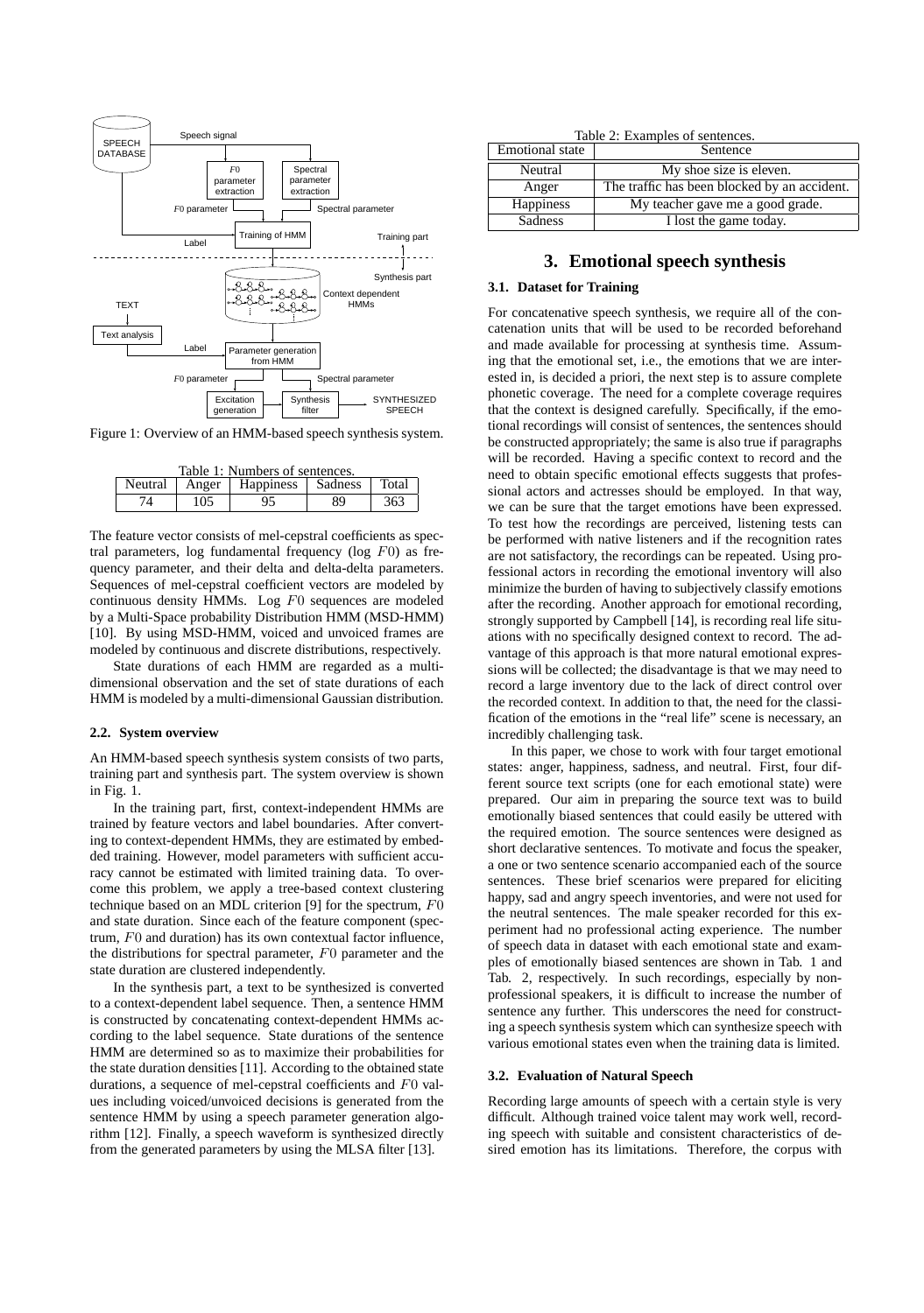Figure 1: Overview of an HMM-based speech synthesis system.

Table 1: Numbers of sentences.

| Neutral | Anger | Happiness | Sadness | Total |
|---|---|---|---|---|
| 74 | 105 | 95 | 89 | 363 |

The feature vector consists of mel-cepstral coefficients as spectral parameters, log fundamental frequency (log $F0$) as frequency parameter, and their delta and delta-delta parameters. Sequences of mel-cepstral coefficient vectors are modeled by continuous density HMMs. Log $F0$ sequences are modeled by a Multi-Space probability Distribution HMM (MSD-HMM) [10]. By using MSD-HMM, voiced and unvoiced frames are modeled by continuous and discrete distributions, respectively.

State durations of each HMM are regarded as a multi-dimensional observation and the set of state durations of each HMM is modeled by a multi-dimensional Gaussian distribution.

### 2.2. System overview

An HMM-based speech synthesis system consists of two parts, training part and synthesis part. The system overview is shown in Fig. 1.

In the training part, first, context-independent HMMs are trained by feature vectors and label boundaries. After converting to context-dependent HMMs, they are estimated by embedded training. However, model parameters with sufficient accuracy cannot be estimated with limited training data. To overcome this problem, we apply a tree-based context clustering technique based on an MDL criterion [9] for the spectrum, $F0$ and state duration. Since each of the feature component (spectrum, $F0$ and duration) has its own contextual factor influence, the distributions for spectral parameter, $F0$ parameter and the state duration are clustered independently.

In the synthesis part, a text to be synthesized is converted to a context-dependent label sequence. Then, a sentence HMM is constructed by concatenating context-dependent HMMs according to the label sequence. State durations of the sentence HMM are determined so as to maximize their probabilities for the state duration densities [11]. According to the obtained state durations, a sequence of mel-cepstral coefficients and $F0$ values including voiced/unvoiced decisions is generated from the sentence HMM by using a speech parameter generation algorithm [12]. Finally, a speech waveform is synthesized directly from the generated parameters by using the MLSA filter [13].

Table 2: Examples of sentences.

| Emotional state | Sentence |
|---|---|
| Neutral | My shoe size is eleven. |
| Anger | The traffic has been blocked by an accident. |
| Happiness | My teacher gave me a good grade. |
| Sadness | I lost the game today. |

## 3. Emotional speech synthesis

### 3.1. Dataset for Training

For concatenative speech synthesis, we require all of the concatenation units that will be used to be recorded beforehand and made available for processing at synthesis time. Assuming that the emotional set, i.e., the emotions that we are interested in, is decided a priori, the next step is to assure complete phonetic coverage. The need for a complete coverage requires that the context is designed carefully. Specifically, if the emotional recordings will consist of sentences, the sentences should be constructed appropriately; the same is also true if paragraphs will be recorded. Having a specific context to record and the need to obtain specific emotional effects suggests that professional actors and actresses should be employed. In that way, we can be sure that the target emotions have been expressed. To test how the recordings are perceived, listening tests can be performed with native listeners and if the recognition rates are not satisfactory, the recordings can be repeated. Using professional actors in recording the emotional inventory will also minimize the burden of having to subjectively classify emotions after the recording. Another approach for emotional recording, strongly supported by Campbell [14], is recording real life situations with no specifically designed context to record. The advantage of this approach is that more natural emotional expressions will be collected; the disadvantage is that we may need to record a large inventory due to the lack of direct control over the recorded context. In addition to that, the need for the classification of the emotions in the "real life" scene is necessary, an incredibly challenging task.

In this paper, we chose to work with four target emotional states: anger, happiness, sadness, and neutral. First, four different source text scripts (one for each emotional state) were prepared. Our aim in preparing the source text was to build emotionally biased sentences that could easily be uttered with the required emotion. The source sentences were designed as short declarative sentences. To motivate and focus the speaker, a one or two sentence scenario accompanied each of the source sentences. These brief scenarios were prepared for eliciting happy, sad and angry speech inventories, and were not used for the neutral sentences. The male speaker recorded for this experiment had no professional acting experience. The number of speech data in dataset with each emotional state and examples of emotionally biased sentences are shown in Tab. 1 and Tab. 2, respectively. In such recordings, especially by non-professional speakers, it is difficult to increase the number of sentence any further. This underscores the need for constructing a speech synthesis system which can synthesize speech with various emotional states even when the training data is limited.

### 3.2. Evaluation of Natural Speech

Recording large amounts of speech with a certain style is very difficult. Although trained voice talent may work well, recording speech with suitable and consistent characteristics of desired emotion has its limitations. Therefore, the corpus with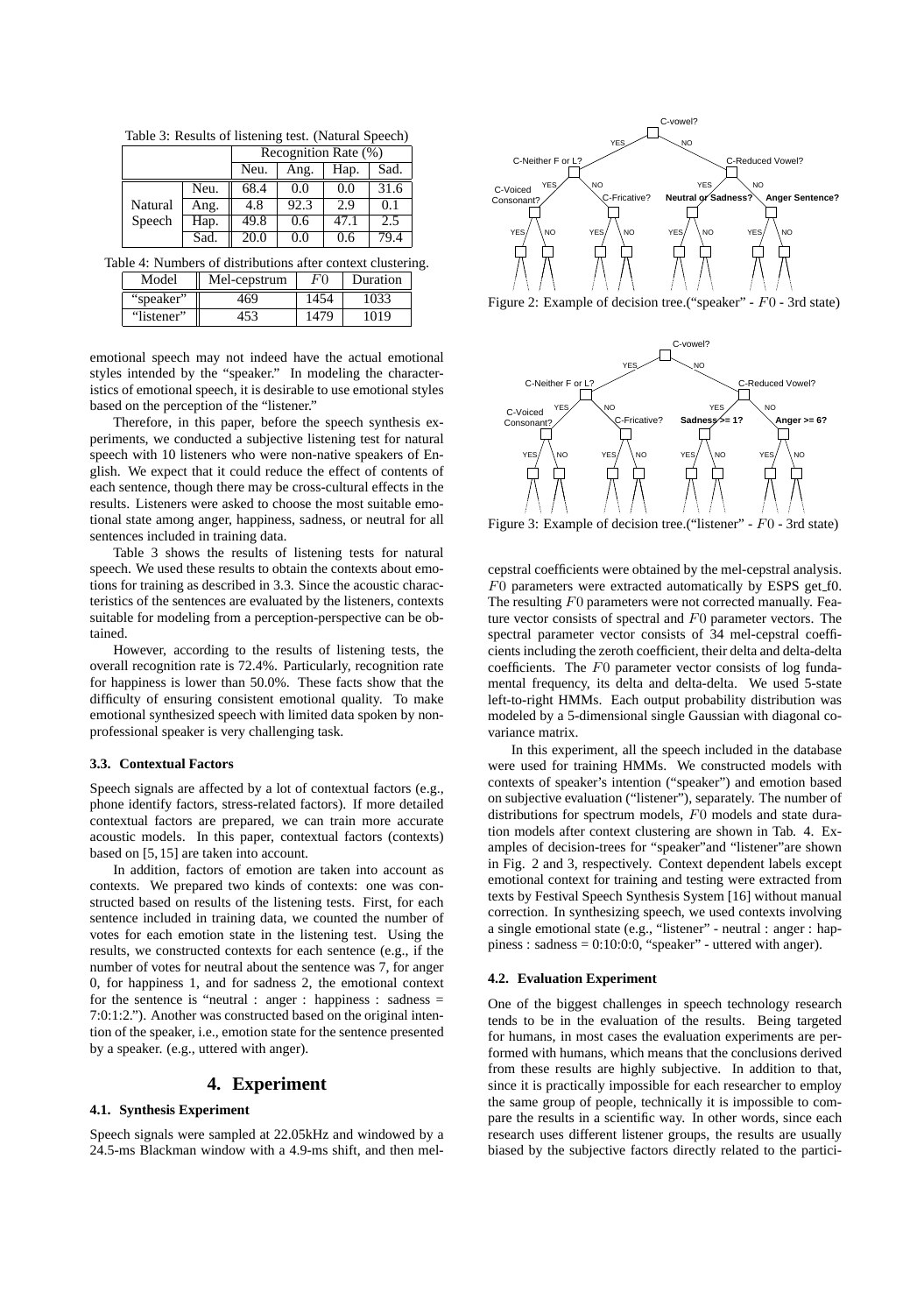Table 3: Results of listening test. (Natural Speech)

| | | Recognition Rate (%) | | | |
|---|---|---|---|---|---|
| | | Neu. | Ang. | Hap. | Sad. |
| Natural Speech | Neu. | 68.4 | 0.0 | 0.0 | 31.6 |
| | Ang. | 4.8 | 92.3 | 2.9 | 0.1 |
| | Hap. | 49.8 | 0.6 | 47.1 | 2.5 |
| | Sad. | 20.0 | 0.0 | 0.6 | 79.4 |

Table 4: Numbers of distributions after context clustering.

| Model | Mel-cepstrum | $F0$ | Duration |
|---|---|---|---|
| "speaker" | 469 | 1454 | 1033 |
| "listener" | 453 | 1479 | 1019 |

emotional speech may not indeed have the actual emotional styles intended by the "speaker." In modeling the characteristics of emotional speech, it is desirable to use emotional styles based on the perception of the "listener."

Therefore, in this paper, before the speech synthesis experiments, we conducted a subjective listening test for natural speech with 10 listeners who were non-native speakers of English. We expect that it could reduce the effect of contents of each sentence, though there may be cross-cultural effects in the results. Listeners were asked to choose the most suitable emotional state among anger, happiness, sadness, or neutral for all sentences included in training data.

Table 3 shows the results of listening tests for natural speech. We used these results to obtain the contexts about emotions for training as described in 3.3. Since the acoustic characteristics of the sentences are evaluated by the listeners, contexts suitable for modeling from a perception-perspective can be obtained.

However, according to the results of listening tests, the overall recognition rate is 72.4%. Particularly, recognition rate for happiness is lower than 50.0%. These facts show that the difficulty of ensuring consistent emotional quality. To make emotional synthesized speech with limited data spoken by non-professional speaker is very challenging task.

### 3.3. Contextual Factors

Speech signals are affected by a lot of contextual factors (e.g., phone identify factors, stress-related factors). If more detailed contextual factors are prepared, we can train more accurate acoustic models. In this paper, contextual factors (contexts) based on [5, 15] are taken into account.

In addition, factors of emotion are taken into account as contexts. We prepared two kinds of contexts: one was constructed based on results of the listening tests. First, for each sentence included in training data, we counted the number of votes for each emotion state in the listening test. Using the results, we constructed contexts for each sentence (e.g., if the number of votes for neutral about the sentence was 7, for anger 0, for happiness 1, and for sadness 2, the emotional context for the sentence is "neutral : anger : happiness : sadness = 7:0:1:2."). Another was constructed based on the original intention of the speaker, i.e., emotion state for the sentence presented by a speaker. (e.g., uttered with anger).

## 4. Experiment

### 4.1. Synthesis Experiment

Speech signals were sampled at 22.05kHz and windowed by a 24.5-ms Blackman window with a 4.9-ms shift, and then mel-cepstral coefficients were obtained by the mel-cepstral analysis. $F0$ parameters were extracted automatically by ESPS get_f0. The resulting $F0$ parameters were not corrected manually. Feature vector consists of spectral and $F0$ parameter vectors. The spectral parameter vector consists of 34 mel-cepstral coefficients including the zeroth coefficient, their delta and delta-delta coefficients. The $F0$ parameter vector consists of log fundamental frequency, its delta and delta-delta. We used 5-state left-to-right HMMs. Each output probability distribution was modeled by a 5-dimensional single Gaussian with diagonal covariance matrix.

C-vowel?
YES NO
C-Neither F or L? C-Reduced Vowel?
C-Voiced Consonant? YES NO C-Fricative? YES NO Neutral or Sadness? Anger Sentence?

Figure 2: Example of decision tree.("speaker" - $F0$ - 3rd state)

C-vowel?
YES NO
C-Neither F or L? C-Reduced Vowel?
C-Voiced Consonant? YES NO C-Fricative? YES NO Sadness >= 1? Anger >= 6?

Figure 3: Example of decision tree.("listener" - $F0$ - 3rd state)

In this experiment, all the speech included in the database were used for training HMMs. We constructed models with contexts of speaker's intention ("speaker") and emotion based on subjective evaluation ("listener"), separately. The number of distributions for spectrum models, $F0$ models and state duration models after context clustering are shown in Tab. 4. Examples of decision-trees for "speaker"and "listener"are shown in Fig. 2 and 3, respectively. Context dependent labels except emotional context for training and testing were extracted from texts by Festival Speech Synthesis System [16] without manual correction. In synthesizing speech, we used contexts involving a single emotional state (e.g., "listener" - neutral : anger : happiness : sadness = 0:10:0:0, "speaker" - uttered with anger).

### 4.2. Evaluation Experiment

One of the biggest challenges in speech technology research tends to be in the evaluation of the results. Being targeted for humans, in most cases the evaluation experiments are performed with humans, which means that the conclusions derived from these results are highly subjective. In addition to that, since it is practically impossible for each researcher to employ the same group of people, technically it is impossible to compare the results in a scientific way. In other words, since each research uses different listener groups, the results are usually biased by the subjective factors directly related to the partici-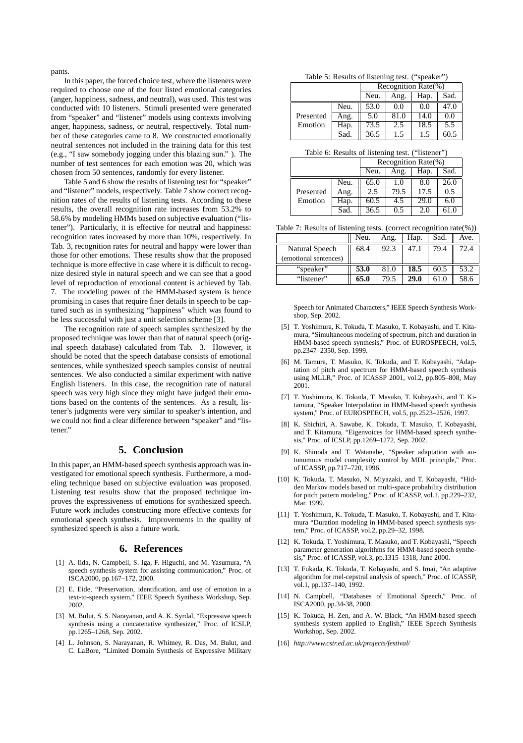pants.

In this paper, the forced choice test, where the listeners were required to choose one of the four listed emotional categories (anger, happiness, sadness, and neutral), was used. This test was conducted with 10 listeners. Stimuli presented were generated from "speaker" and "listener" models using contexts involving anger, happiness, sadness, or neutral, respectively. Total number of these categories came to 8. We constructed emotionally neutral sentences not included in the training data for this test (e.g., "I saw somebody jogging under this blazing sun." ). The number of test sentences for each emotion was 20, which was chosen from 50 sentences, randomly for every listener.

Table 5 and 6 show the results of listening test for "speaker" and "listener" models, respectively. Table 7 show correct recognition rates of the results of listening tests. According to these results, the overall recognition rate increases from 53.2% to 58.6% by modeling HMMs based on subjective evaluation ("listener"). Particularly, it is effective for neutral and happiness: recognition rates increased by more than 10%, respectively. In Tab. 3, recognition rates for neutral and happy were lower than those for other emotions. These results show that the proposed technique is more effective in case where it is difficult to recognize desired style in natural speech and we can see that a good level of reproduction of emotional content is achieved by Tab. 7. The modeling power of the HMM-based system is hence promising in cases that require finer details in speech to be captured such as in synthesizing "happiness" which was found to be less successful with just a unit selection scheme [3].

The recognition rate of speech samples synthesized by the proposed technique was lower than that of natural speech (original speech database) calculated from Tab. 3. However, it should be noted that the speech database consists of emotional sentences, while synthesized speech samples consist of neutral sentences. We also conducted a similar experiment with native English listeners. In this case, the recognition rate of natural speech was very high since they might have judged their emotions based on the contents of the sentences. As a result, listener's judgments were very similar to speaker's intention, and we could not find a clear difference between "speaker" and "listener."

Table 5: Results of listening test. ("speaker")

| | | Recognition Rate(%) | | | |
|---|---|---|---|---|---|
| | | Neu. | Ang. | Hap. | Sad. |
| Presented Emotion | Neu. | 53.0 | 0.0 | 0.0 | 47.0 |
| | Ang. | 5.0 | 81.0 | 14.0 | 0.0 |
| | Hap. | 73.5 | 2.5 | 18.5 | 5.5 |
| | Sad. | 36.5 | 1.5 | 1.5 | 60.5 |

Table 6: Results of listening test. ("listener")

| | | Recognition Rate(%) | | | |
|---|---|---|---|---|---|
| | | Neu. | Ang. | Hap. | Sad. |
| Presented Emotion | Neu. | 65.0 | 1.0 | 8.0 | 26.0 |
| | Ang. | 2.5 | 79.5 | 17.5 | 0.5 |
| | Hap. | 60.5 | 4.5 | 29.0 | 6.0 |
| | Sad. | 36.5 | 0.5 | 2.0 | 61.0 |

Table 7: Results of listening tests. (correct recognition rate(%))

| | Neu. | Ang. | Hap. | Sad. | Ave. |
|---|---|---|---|---|---|
| Natural Speech (emotional sentences) | 68.4 | 92.3 | 47.1 | 79.4 | 72.4 |
| "speaker" | **53.0** | 81.0 | **18.5** | 60.5 | 53.2 |
| "listener" | **65.0** | 79.5 | **29.0** | 61.0 | 58.6 |

## 5. Conclusion

In this paper, an HMM-based speech synthesis approach was investigated for emotional speech synthesis. Furthermore, a modeling technique based on subjective evaluation was proposed. Listening test results show that the proposed technique improves the expressiveness of emotions for synthesized speech. Future work includes constructing more effective contexts for emotional speech synthesis. Improvements in the quality of synthesized speech is also a future work.

## 6. References

[1] A. Iida, N. Campbell, S. Iga, F. Higuchi, and M. Yasumura, "A speech synthesis system for assisting communication," Proc. of ISCA2000, pp.167–172, 2000.

[2] E. Eide, "Preservation, identification, and use of emotion in a text-to-speech system," IEEE Speech Synthesis Workshop, Sep. 2002.

[3] M. Bulut, S. S. Narayanan, and A. K. Syrdal, "Expressive speech synthesis using a concatenative synthesizer," Proc. of ICSLP, pp.1265–1268, Sep. 2002.

[4] L. Johnson, S. Narayanan, R. Whitney, R. Das, M. Bulut, and C. LaBore, "Limited Domain Synthesis of Expressive Military Speech for Animated Characters," IEEE Speech Synthesis Workshop, Sep. 2002.

[5] T. Yoshimura, K. Tokuda, T. Masuko, T. Kobayashi, and T. Kitamura, "Simultaneous modeling of spectrum, pitch and duration in HMM-based speech synthesis," Proc. of EUROSPEECH, vol.5, pp.2347–2350, Sep. 1999.

[6] M. Tamura, T. Masuko, K. Tokuda, and T. Kobayashi, "Adaptation of pitch and spectrum for HMM-based speech synthesis using MLLR," Proc. of ICASSP 2001, vol.2, pp.805–808, May 2001.

[7] T. Yoshimura, K. Tokuda, T. Masuko, T. Kobayashi, and T. Kitamura, "Speaker Interpolation in HMM-based speech synthesis system," Proc. of EUROSPEECH, vol.5, pp.2523–2526, 1997.

[8] K. Shichiri, A. Sawabe, K. Tokuda, T. Masuko, T. Kobayashi, and T. Kitamura, "Eigenvoices for HMM-based speech synthesis," Proc. of ICSLP, pp.1269–1272, Sep. 2002.

[9] K. Shinoda and T. Watanabe, "Speaker adaptation with autonomous model complexity control by MDL principle," Proc. of ICASSP, pp.717–720, 1996.

[10] K. Tokuda, T. Masuko, N. Miyazaki, and T. Kobayashi, "Hidden Markov models based on multi-space probability distribution for pitch pattern modeling," Proc. of ICASSP, vol.1, pp.229–232, Mar. 1999.

[11] T. Yoshimura, K. Tokuda, T. Masuko, T. Kobayashi, and T. Kitamura "Duration modeling in HMM-based speech synthesis system," Proc. of ICASSP, vol.2, pp.29–32, 1998.

[12] K. Tokuda, T. Yoshimura, T. Masuko, and T. Kobayashi, "Speech parameter generation algorithms for HMM-based speech synthesis," Proc. of ICASSP, vol.3, pp.1315–1318, June 2000.

[13] T. Fukada, K. Tokuda, T. Kobayashi, and S. Imai, "An adaptive algorithm for mel-cepstral analysis of speech," Proc. of ICASSP, vol.1, pp.137–140, 1992.

[14] N. Campbell, "Databases of Emotional Speech," Proc. of ISCA2000, pp.34-38, 2000.

[15] K. Tokuda, H. Zen, and A. W. Black, "An HMM-based speech synthesis system applied to English," IEEE Speech Synthesis Workshop, Sep. 2002.

[16] *http://www.cstr.ed.ac.uk/projects/festival/*